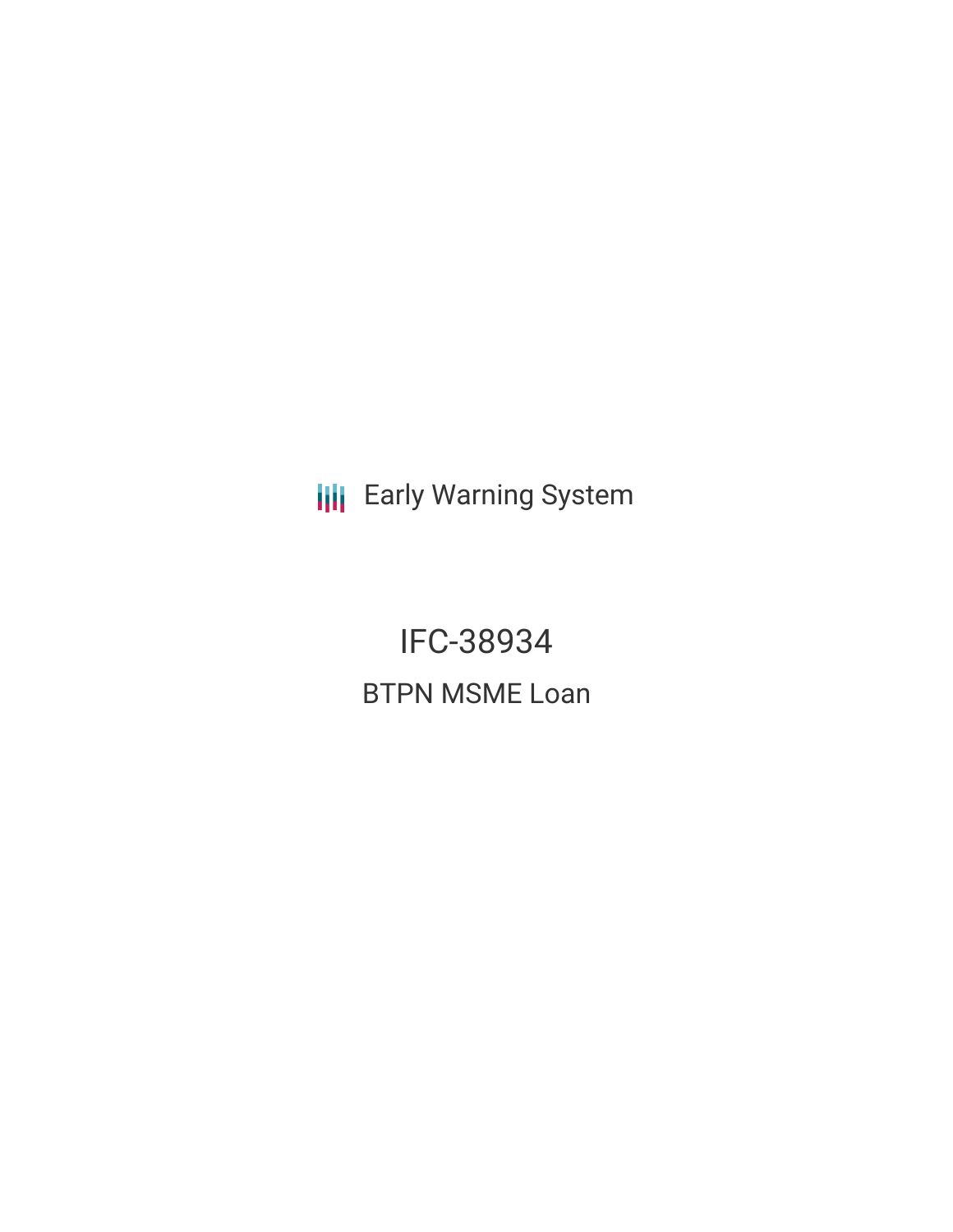Early Warning System

# IFC-38934

## BTPN MSME Loan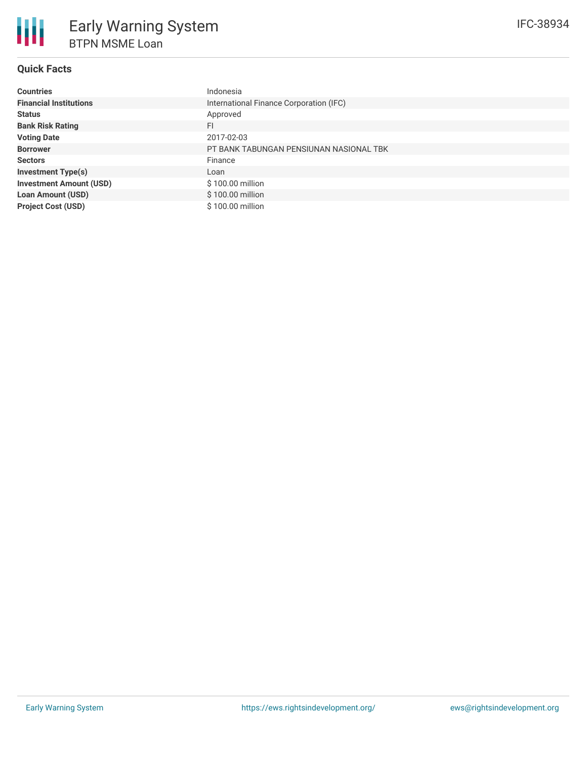# Early Warning System

## BTPN MSME Loan

IFC-38934

### Quick Facts

| | |
|---|---|
| **Countries** | Indonesia |
| **Financial Institutions** | International Finance Corporation (IFC) |
| **Status** | Approved |
| **Bank Risk Rating** | FI |
| **Voting Date** | 2017-02-03 |
| **Borrower** | PT BANK TABUNGAN PENSIUNAN NASIONAL TBK |
| **Sectors** | Finance |
| **Investment Type(s)** | Loan |
| **Investment Amount (USD)** | $ 100.00 million |
| **Loan Amount (USD)** | $ 100.00 million |
| **Project Cost (USD)** | $ 100.00 million |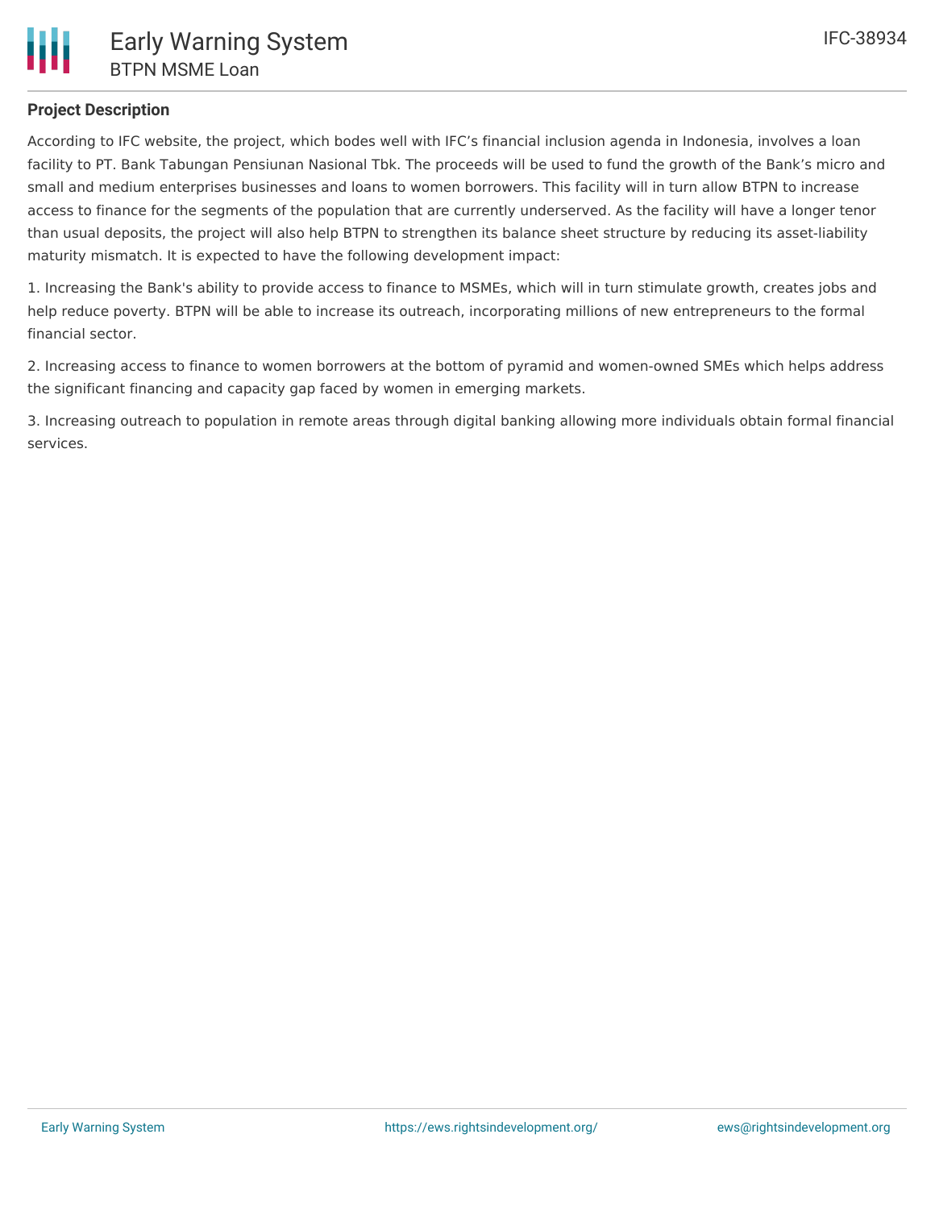**Project Description**

According to IFC website, the project, which bodes well with IFC's financial inclusion agenda in Indonesia, involves a loan facility to PT. Bank Tabungan Pensiunan Nasional Tbk. The proceeds will be used to fund the growth of the Bank's micro and small and medium enterprises businesses and loans to women borrowers. This facility will in turn allow BTPN to increase access to finance for the segments of the population that are currently underserved. As the facility will have a longer tenor than usual deposits, the project will also help BTPN to strengthen its balance sheet structure by reducing its asset-liability maturity mismatch. It is expected to have the following development impact:

1. Increasing the Bank's ability to provide access to finance to MSMEs, which will in turn stimulate growth, creates jobs and help reduce poverty. BTPN will be able to increase its outreach, incorporating millions of new entrepreneurs to the formal financial sector.

2. Increasing access to finance to women borrowers at the bottom of pyramid and women-owned SMEs which helps address the significant financing and capacity gap faced by women in emerging markets.

3. Increasing outreach to population in remote areas through digital banking allowing more individuals obtain formal financial services.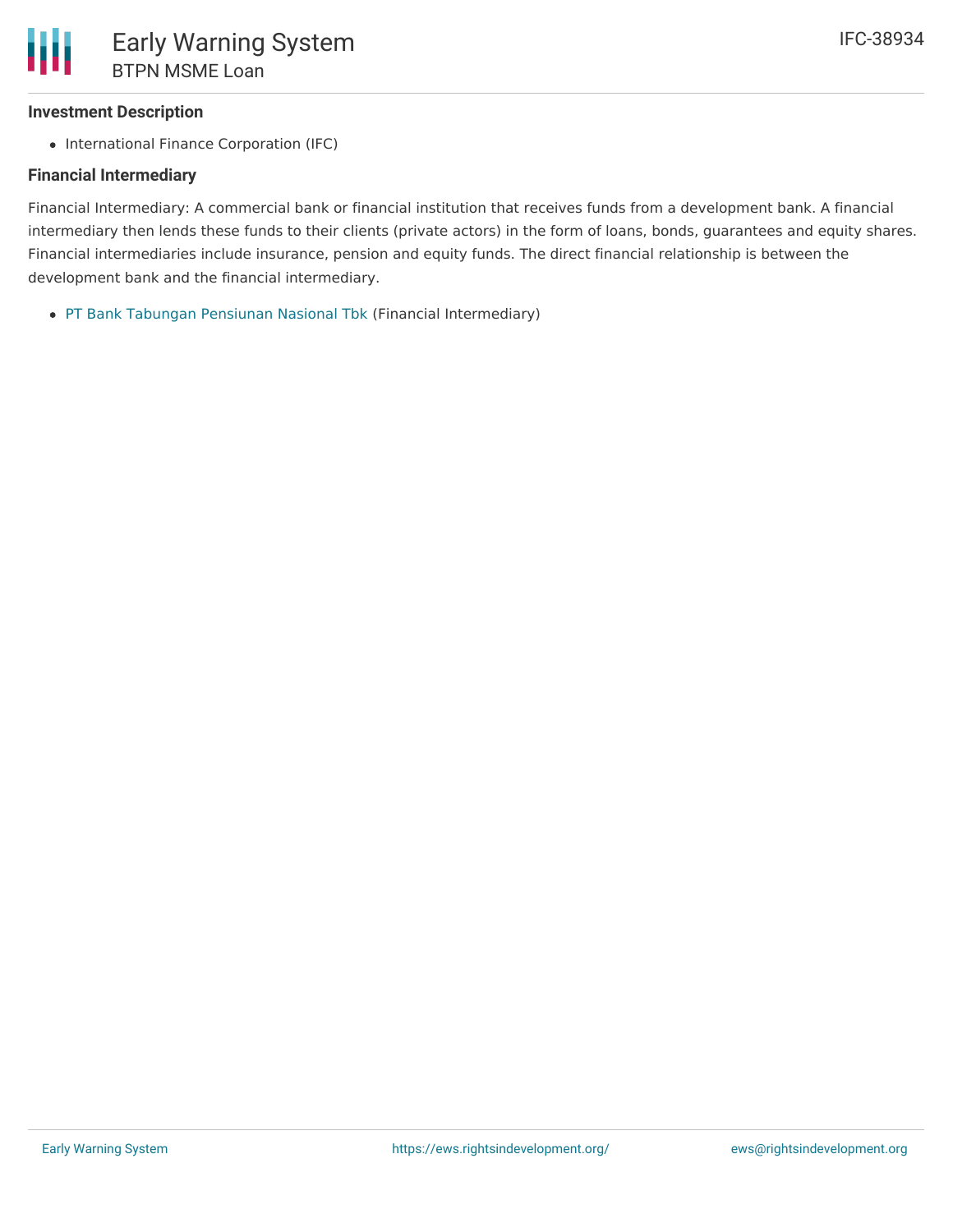### Investment Description

- International Finance Corporation (IFC)

### Financial Intermediary

Financial Intermediary: A commercial bank or financial institution that receives funds from a development bank. A financial intermediary then lends these funds to their clients (private actors) in the form of loans, bonds, guarantees and equity shares. Financial intermediaries include insurance, pension and equity funds. The direct financial relationship is between the development bank and the financial intermediary.

- PT Bank Tabungan Pensiunan Nasional Tbk (Financial Intermediary)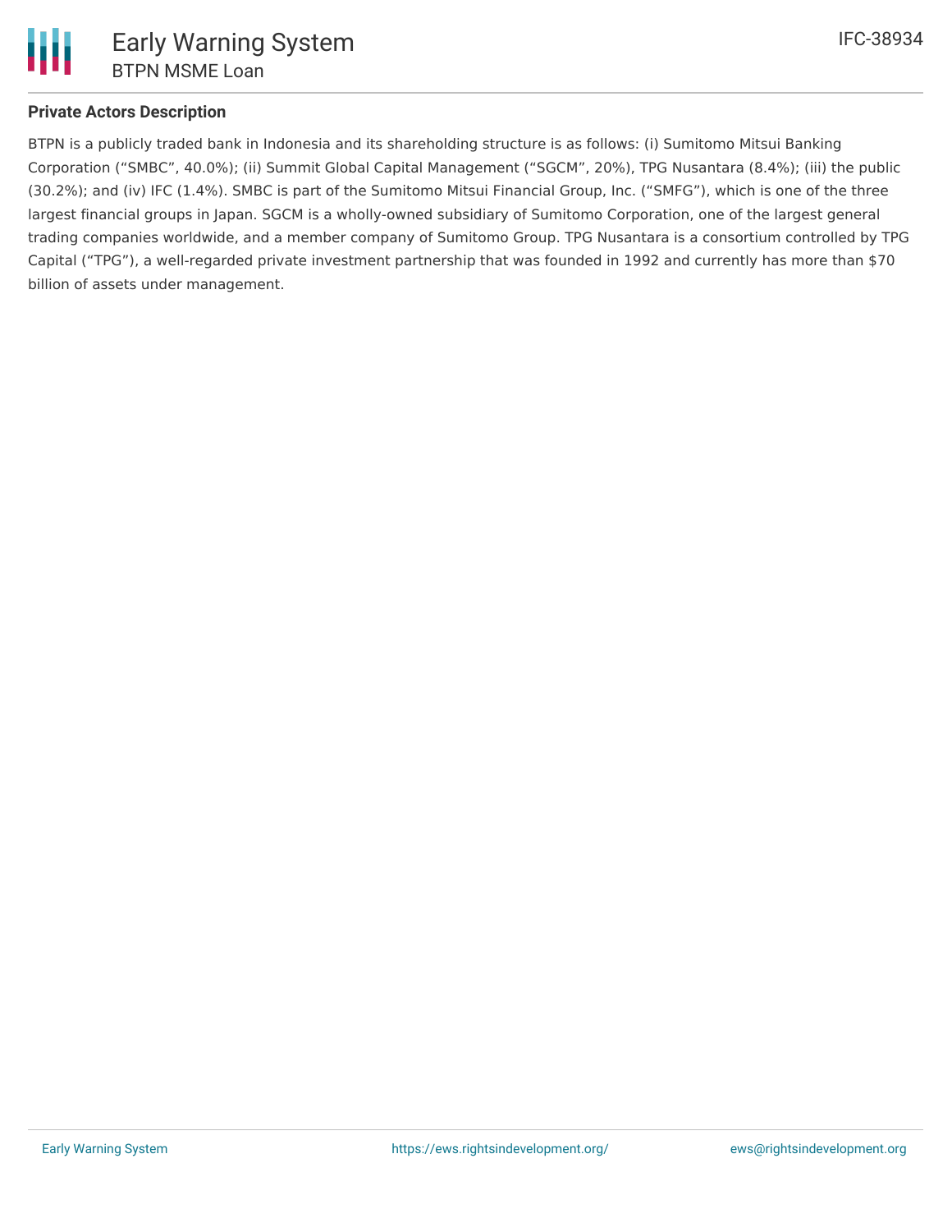**Private Actors Description**

BTPN is a publicly traded bank in Indonesia and its shareholding structure is as follows: (i) Sumitomo Mitsui Banking Corporation ("SMBC", 40.0%); (ii) Summit Global Capital Management ("SGCM", 20%), TPG Nusantara (8.4%); (iii) the public (30.2%); and (iv) IFC (1.4%). SMBC is part of the Sumitomo Mitsui Financial Group, Inc. ("SMFG"), which is one of the three largest financial groups in Japan. SGCM is a wholly-owned subsidiary of Sumitomo Corporation, one of the largest general trading companies worldwide, and a member company of Sumitomo Group. TPG Nusantara is a consortium controlled by TPG Capital ("TPG"), a well-regarded private investment partnership that was founded in 1992 and currently has more than $70 billion of assets under management.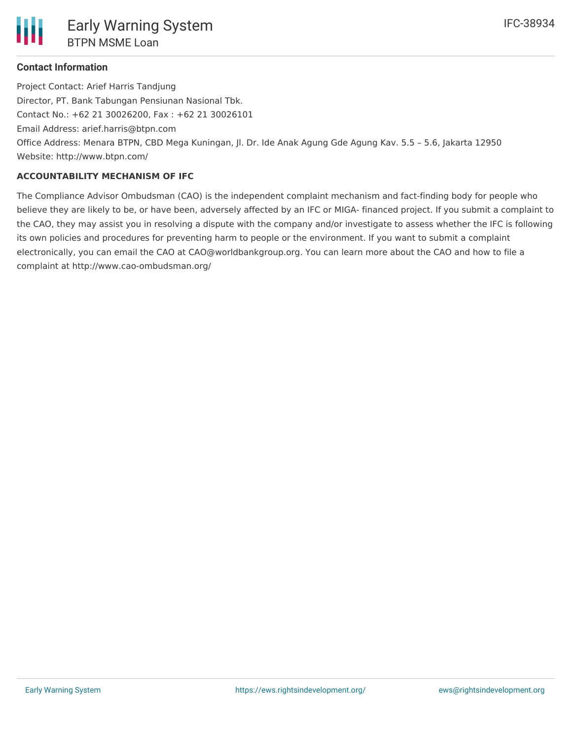## Contact Information

Project Contact: Arief Harris Tandjung
Director, PT. Bank Tabungan Pensiunan Nasional Tbk.
Contact No.: +62 21 30026200, Fax : +62 21 30026101
Email Address: arief.harris@btpn.com
Office Address: Menara BTPN, CBD Mega Kuningan, Jl. Dr. Ide Anak Agung Gde Agung Kav. 5.5 – 5.6, Jakarta 12950
Website: http://www.btpn.com/

### ACCOUNTABILITY MECHANISM OF IFC

The Compliance Advisor Ombudsman (CAO) is the independent complaint mechanism and fact-finding body for people who believe they are likely to be, or have been, adversely affected by an IFC or MIGA- financed project. If you submit a complaint to the CAO, they may assist you in resolving a dispute with the company and/or investigate to assess whether the IFC is following its own policies and procedures for preventing harm to people or the environment. If you want to submit a complaint electronically, you can email the CAO at CAO@worldbankgroup.org. You can learn more about the CAO and how to file a complaint at http://www.cao-ombudsman.org/